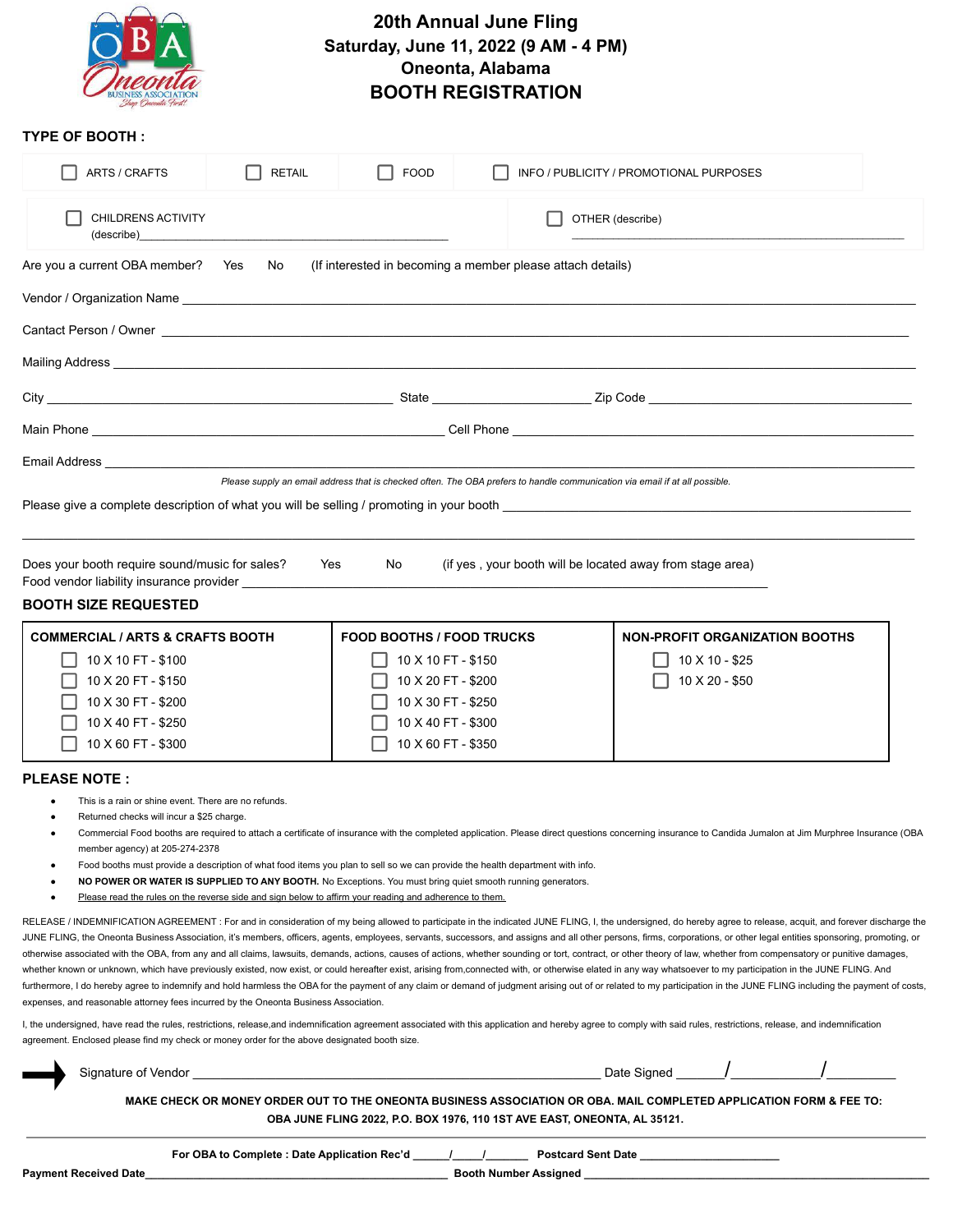# 20th Annual June Fling
## Saturday, June 11, 2022 (9 AM - 4 PM)
## Oneonta, Alabama
## BOOTH REGISTRATION

**TYPE OF BOOTH :**

☐ ARTS / CRAFTS ☐ RETAIL ☐ FOOD ☐ INFO / PUBLICITY / PROMOTIONAL PURPOSES

☐ CHILDRENS ACTIVITY (describe)________________________ ☐ OTHER (describe) ________________________

Are you a current OBA member? Yes No (If interested in becoming a member please attach details)

Vendor / Organization Name ________________________

Cantact Person / Owner ________________________

Mailing Address ________________________

City ________________ State ________________ Zip Code ________________

Main Phone ________________ Cell Phone ________________

Email Address ________________________

*Please supply an email address that is checked often. The OBA prefers to handle communication via email if at all possible.*

Please give a complete description of what you will be selling / promoting in your booth ________________________

________________________

Does your booth require sound/music for sales? Yes No (if yes , your booth will be located away from stage area)

Food vendor liability insurance provider ________________________

**BOOTH SIZE REQUESTED**

| COMMERCIAL / ARTS & CRAFTS BOOTH | FOOD BOOTHS / FOOD TRUCKS | NON-PROFIT ORGANIZATION BOOTHS |
|---|---|---|
| ☐ 10 X 10 FT - $100 | ☐ 10 X 10 FT - $150 | ☐ 10 X 10 - $25 |
| ☐ 10 X 20 FT - $150 | ☐ 10 X 20 FT - $200 | ☐ 10 X 20 - $50 |
| ☐ 10 X 30 FT - $200 | ☐ 10 X 30 FT - $250 | |
| ☐ 10 X 40 FT - $250 | ☐ 10 X 40 FT - $300 | |
| ☐ 10 X 60 FT - $300 | ☐ 10 X 60 FT - $350 | |

**PLEASE NOTE :**

- This is a rain or shine event. There are no refunds.
- Returned checks will incur a $25 charge.
- Commercial Food booths are required to attach a certificate of insurance with the completed application. Please direct questions concerning insurance to Candida Jumalon at Jim Murphree Insurance (OBA member agency) at 205-274-2378
- Food booths must provide a description of what food items you plan to sell so we can provide the health department with info.
- **NO POWER OR WATER IS SUPPLIED TO ANY BOOTH.** No Exceptions. You must bring quiet smooth running generators.
- Please read the rules on the reverse side and sign below to affirm your reading and adherence to them.

RELEASE / INDEMNIFICATION AGREEMENT : For and in consideration of my being allowed to participate in the indicated JUNE FLING, I, the undersigned, do hereby agree to release, acquit, and forever discharge the JUNE FLING, the Oneonta Business Association, it's members, officers, agents, employees, servants, successors, and assigns and all other persons, firms, corporations, or other legal entities sponsoring, promoting, or otherwise associated with the OBA, from any and all claims, lawsuits, demands, actions, causes of actions, whether sounding or tort, contract, or other theory of law, whether from compensatory or punitive damages, whether known or unknown, which have previously existed, now exist, or could hereafter exist, arising from,connected with, or otherwise elated in any way whatsoever to my participation in the JUNE FLING. And furthermore, I do hereby agree to indemnify and hold harmless the OBA for the payment of any claim or demand of judgment arising out of or related to my participation in the JUNE FLING including the payment of costs, expenses, and reasonable attorney fees incurred by the Oneonta Business Association.

I, the undersigned, have read the rules, restrictions, release,and indemnification agreement associated with this application and hereby agree to comply with said rules, restrictions, release, and indemnification agreement. Enclosed please find my check or money order for the above designated booth size.

Signature of Vendor ________________________ Date Signed ______/__________/________

**MAKE CHECK OR MONEY ORDER OUT TO THE ONEONTA BUSINESS ASSOCIATION OR OBA. MAIL COMPLETED APPLICATION FORM & FEE TO: OBA JUNE FLING 2022, P.O. BOX 1976, 110 1ST AVE EAST, ONEONTA, AL 35121.**

---

**For OBA to Complete : Date Application Rec'd** ______/_____/_______ **Postcard Sent Date** ________________

**Payment Received Date**________________________ **Booth Number Assigned** ________________________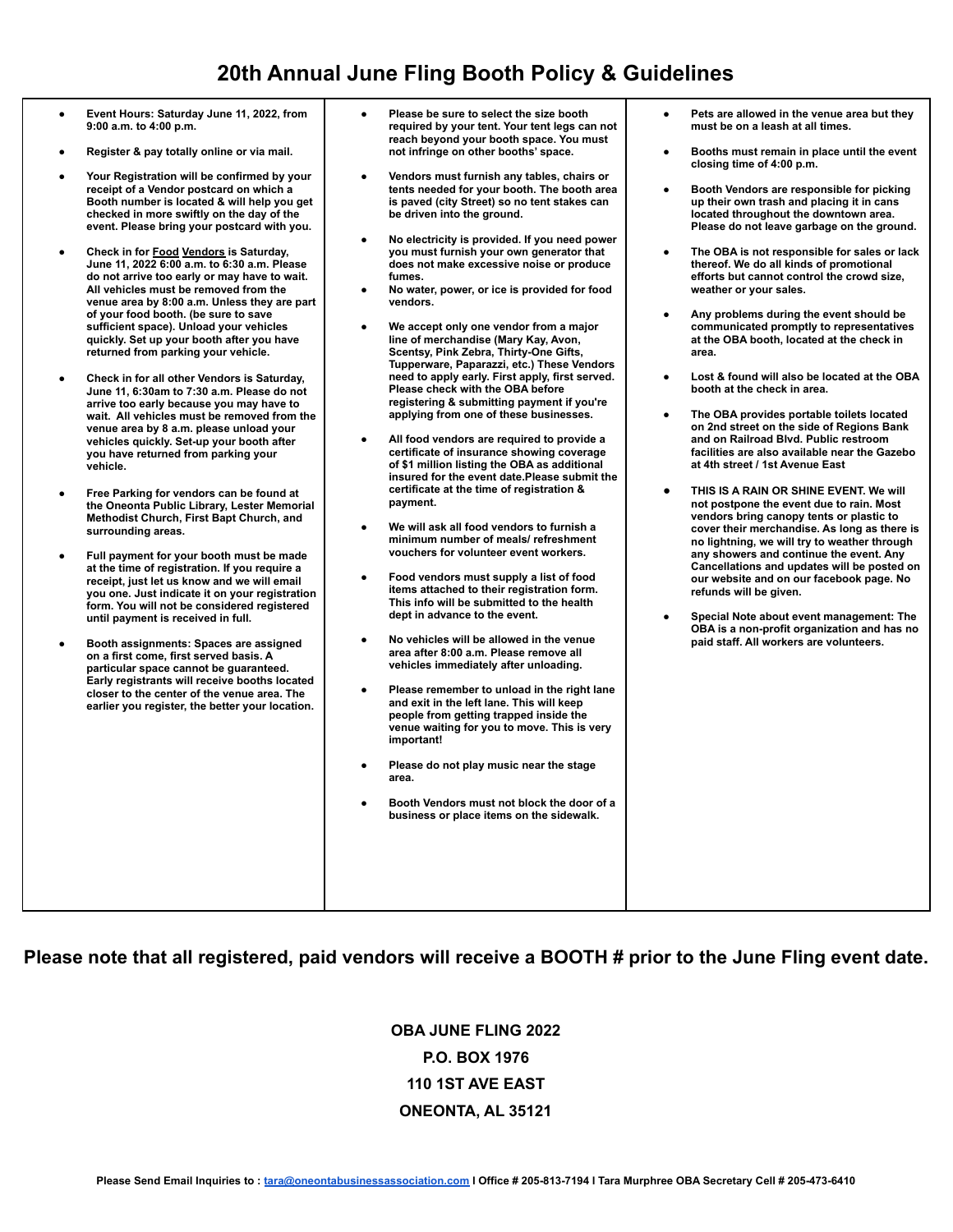# 20th Annual June Fling Booth Policy & Guidelines

- **Event Hours: Saturday June 11, 2022, from 9:00 a.m. to 4:00 p.m.**
- **Register & pay totally online or via mail.**
- **Your Registration will be confirmed by your receipt of a Vendor postcard on which a Booth number is located & will help you get checked in more swiftly on the day of the event. Please bring your postcard with you.**
- **Check in for <u>Food</u> <u>Vendors</u> is Saturday, June 11, 2022 6:00 a.m. to 6:30 a.m. Please do not arrive too early or may have to wait. All vehicles must be removed from the venue area by 8:00 a.m. Unless they are part of your food booth. (be sure to save sufficient space). Unload your vehicles quickly. Set up your booth after you have returned from parking your vehicle.**
- **Check in for all other Vendors is Saturday, June 11, 6:30am to 7:30 a.m. Please do not arrive too early because you may have to wait. All vehicles must be removed from the venue area by 8 a.m. please unload your vehicles quickly. Set-up your booth after you have returned from parking your vehicle.**
- **Free Parking for vendors can be found at the Oneonta Public Library, Lester Memorial Methodist Church, First Bapt Church, and surrounding areas.**
- **Full payment for your booth must be made at the time of registration. If you require a receipt, just let us know and we will email you one. Just indicate it on your registration form. You will not be considered registered until payment is received in full.**
- **Booth assignments: Spaces are assigned on a first come, first served basis. A particular space cannot be guaranteed. Early registrants will receive booths located closer to the center of the venue area. The earlier you register, the better your location.**
- **Please be sure to select the size booth required by your tent. Your tent legs can not reach beyond your booth space. You must not infringe on other booths' space.**
- **Vendors must furnish any tables, chairs or tents needed for your booth. The booth area is paved (city Street) so no tent stakes can be driven into the ground.**
- **No electricity is provided. If you need power you must furnish your own generator that does not make excessive noise or produce fumes.**
- **No water, power, or ice is provided for food vendors.**
- **We accept only one vendor from a major line of merchandise (Mary Kay, Avon, Scentsy, Pink Zebra, Thirty-One Gifts, Tupperware, Paparazzi, etc.) These Vendors need to apply early. First apply, first served. Please check with the OBA before registering & submitting payment if you're applying from one of these businesses.**
- **All food vendors are required to provide a certificate of insurance showing coverage of $1 million listing the OBA as additional insured for the event date.Please submit the certificate at the time of registration & payment.**
- **We will ask all food vendors to furnish a minimum number of meals/ refreshment vouchers for volunteer event workers.**
- **Food vendors must supply a list of food items attached to their registration form. This info will be submitted to the health dept in advance to the event.**
- **No vehicles will be allowed in the venue area after 8:00 a.m. Please remove all vehicles immediately after unloading.**
- **Please remember to unload in the right lane and exit in the left lane. This will keep people from getting trapped inside the venue waiting for you to move. This is very important!**
- **Please do not play music near the stage area.**
- **Booth Vendors must not block the door of a business or place items on the sidewalk.**
- **Pets are allowed in the venue area but they must be on a leash at all times.**
- **Booths must remain in place until the event closing time of 4:00 p.m.**
- **Booth Vendors are responsible for picking up their own trash and placing it in cans located throughout the downtown area. Please do not leave garbage on the ground.**
- **The OBA is not responsible for sales or lack thereof. We do all kinds of promotional efforts but cannot control the crowd size, weather or your sales.**
- **Any problems during the event should be communicated promptly to representatives at the OBA booth, located at the check in area.**
- **Lost & found will also be located at the OBA booth at the check in area.**
- **The OBA provides portable toilets located on 2nd street on the side of Regions Bank and on Railroad Blvd. Public restroom facilities are also available near the Gazebo at 4th street / 1st Avenue East**
- **THIS IS A RAIN OR SHINE EVENT. We will not postpone the event due to rain. Most vendors bring canopy tents or plastic to cover their merchandise. As long as there is no lightning, we will try to weather through any showers and continue the event. Any Cancellations and updates will be posted on our website and on our facebook page. No refunds will be given.**
- **Special Note about event management: The OBA is a non-profit organization and has no paid staff. All workers are volunteers.**

**Please note that all registered, paid vendors will receive a BOOTH # prior to the June Fling event date.**

**OBA JUNE FLING 2022**

**P.O. BOX 1976**

**110 1ST AVE EAST**

**ONEONTA, AL 35121**

**Please Send Email Inquiries to : tara@oneontabusinessassociation.com I Office # 205-813-7194 I Tara Murphree OBA Secretary Cell # 205-473-6410**